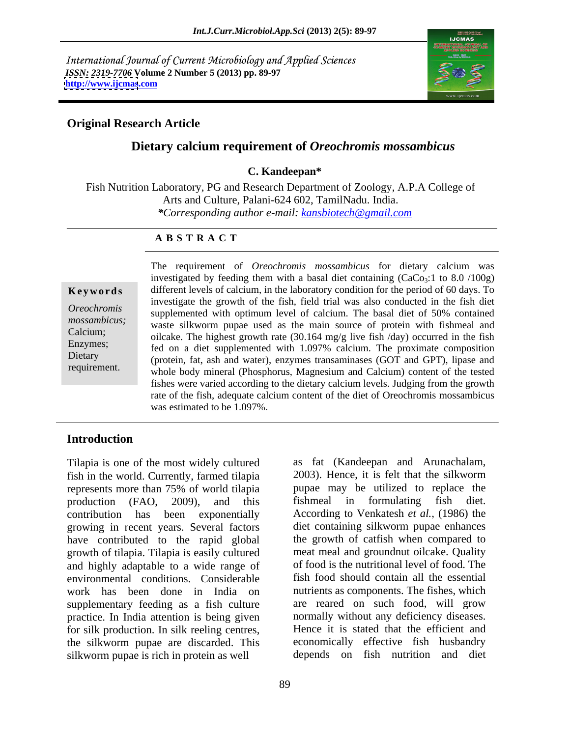International Journal of Current Microbiology and Applied Sciences
*ISSN: 2319-7706* **Volume 2 Number 5 (2013) pp. 89-97**
**http://www.ijcmas.com**

**Original Research Article**

## Dietary calcium requirement of *Oreochromis mossambicus*

**C. Kandeepan***

Fish Nutrition Laboratory, PG and Research Department of Zoology, A.P.A College of Arts and Culture, Palani-624 602, TamilNadu. India.
****Corresponding author e-mail:*** kansbiotech@gmail.com

### ABSTRACT

**Keywords**

*Oreochromis mossambicus;* Calcium; Enzymes; Dietary requirement.

The requirement of *Oreochromis mossambicus* for dietary calcium was investigated by feeding them with a basal diet containing ($CaCo_3$:1 to 8.0 /100g) different levels of calcium, in the laboratory condition for the period of 60 days. To investigate the growth of the fish, field trial was also conducted in the fish diet supplemented with optimum level of calcium. The basal diet of 50% contained waste silkworm pupae used as the main source of protein with fishmeal and oilcake. The highest growth rate (30.164 mg/g live fish /day) occurred in the fish fed on a diet supplemented with 1.097% calcium. The proximate composition (protein, fat, ash and water), enzymes transaminases (GOT and GPT), lipase and whole body mineral (Phosphorus, Magnesium and Calcium) content of the tested fishes were varied according to the dietary calcium levels. Judging from the growth rate of the fish, adequate calcium content of the diet of Oreochromis mossambicus was estimated to be 1.097%.

## Introduction

Tilapia is one of the most widely cultured fish in the world. Currently, farmed tilapia represents more than 75% of world tilapia production (FAO, 2009), and this contribution has been exponentially growing in recent years. Several factors have contributed to the rapid global growth of tilapia. Tilapia is easily cultured and highly adaptable to a wide range of environmental conditions. Considerable work has been done in India on supplementary feeding as a fish culture practice. In India attention is being given for silk production. In silk reeling centres, the silkworm pupae are discarded. This silkworm pupae is rich in protein as well as fat (Kandeepan and Arunachalam, 2003). Hence, it is felt that the silkworm pupae may be utilized to replace the fishmeal in formulating fish diet. According to Venkatesh *et al.,* (1986) the diet containing silkworm pupae enhances the growth of catfish when compared to meat meal and groundnut oilcake. Quality of food is the nutritional level of food. The fish food should contain all the essential nutrients as components. The fishes, which are reared on such food, will grow normally without any deficiency diseases. Hence it is stated that the efficient and economically effective fish husbandry depends on fish nutrition and diet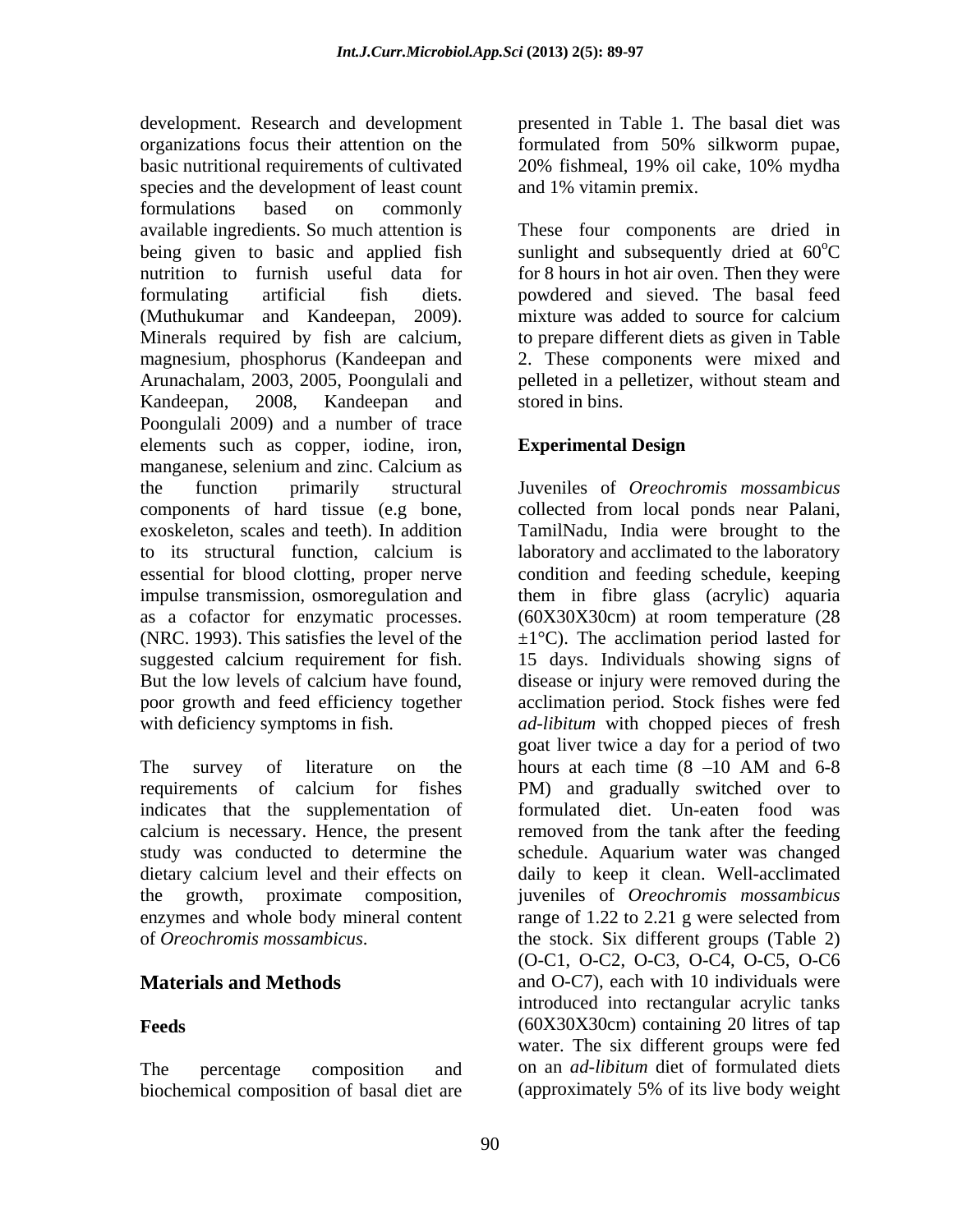development. Research and development organizations focus their attention on the basic nutritional requirements of cultivated species and the development of least count formulations based on commonly available ingredients. So much attention is being given to basic and applied fish nutrition to furnish useful data for formulating artificial fish diets. (Muthukumar and Kandeepan, 2009). Minerals required by fish are calcium, magnesium, phosphorus (Kandeepan and Arunachalam, 2003, 2005, Poongulali and Kandeepan, 2008, Kandeepan and Poongulali 2009) and a number of trace elements such as copper, iodine, iron, manganese, selenium and zinc. Calcium as the function primarily structural components of hard tissue (e.g bone, exoskeleton, scales and teeth). In addition to its structural function, calcium is essential for blood clotting, proper nerve impulse transmission, osmoregulation and as a cofactor for enzymatic processes. (NRC. 1993). This satisfies the level of the suggested calcium requirement for fish. But the low levels of calcium have found, poor growth and feed efficiency together with deficiency symptoms in fish.

The survey of literature on the requirements of calcium for fishes indicates that the supplementation of calcium is necessary. Hence, the present study was conducted to determine the dietary calcium level and their effects on the growth, proximate composition, enzymes and whole body mineral content of *Oreochromis mossambicus*.

## Materials and Methods

### Feeds

The percentage composition and biochemical composition of basal diet are presented in Table 1. The basal diet was formulated from 50% silkworm pupae, 20% fishmeal, 19% oil cake, 10% mydha and 1% vitamin premix.

These four components are dried in sunlight and subsequently dried at 60$^{o}$C for 8 hours in hot air oven. Then they were powdered and sieved. The basal feed mixture was added to source for calcium to prepare different diets as given in Table 2. These components were mixed and pelleted in a pelletizer, without steam and stored in bins.

### Experimental Design

Juveniles of *Oreochromis mossambicus* collected from local ponds near Palani, TamilNadu, India were brought to the laboratory and acclimated to the laboratory condition and feeding schedule, keeping them in fibre glass (acrylic) aquaria (60X30X30cm) at room temperature (28 ±1°C). The acclimation period lasted for 15 days. Individuals showing signs of disease or injury were removed during the acclimation period. Stock fishes were fed *ad-libitum* with chopped pieces of fresh goat liver twice a day for a period of two hours at each time (8 –10 AM and 6-8 PM) and gradually switched over to formulated diet. Un-eaten food was removed from the tank after the feeding schedule. Aquarium water was changed daily to keep it clean. Well-acclimated juveniles of *Oreochromis mossambicus* range of 1.22 to 2.21 g were selected from the stock. Six different groups (Table 2) (O-C1, O-C2, O-C3, O-C4, O-C5, O-C6 and O-C7), each with 10 individuals were introduced into rectangular acrylic tanks (60X30X30cm) containing 20 litres of tap water. The six different groups were fed on an *ad-libitum* diet of formulated diets (approximately 5% of its live body weight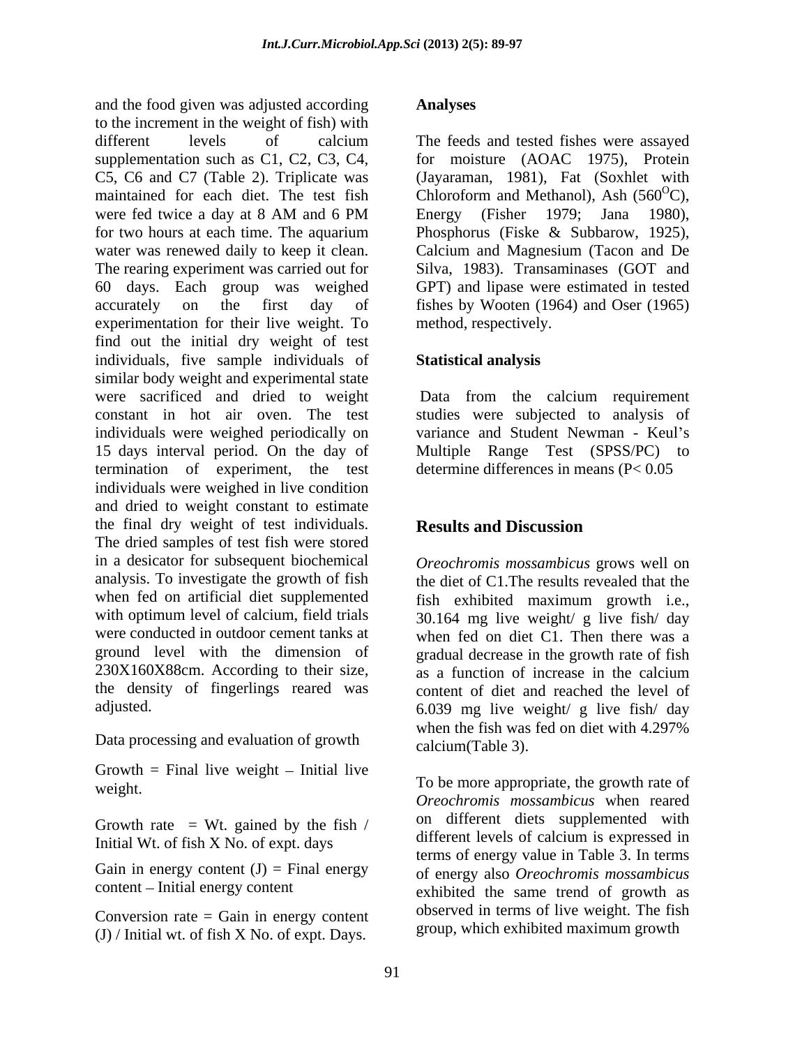and the food given was adjusted according to the increment in the weight of fish) with different levels of calcium supplementation such as C1, C2, C3, C4, C5, C6 and C7 (Table 2). Triplicate was maintained for each diet. The test fish were fed twice a day at 8 AM and 6 PM for two hours at each time. The aquarium water was renewed daily to keep it clean. The rearing experiment was carried out for 60 days. Each group was weighed accurately on the first day of experimentation for their live weight. To find out the initial dry weight of test individuals, five sample individuals of similar body weight and experimental state were sacrificed and dried to weight constant in hot air oven. The test individuals were weighed periodically on 15 days interval period. On the day of termination of experiment, the test individuals were weighed in live condition and dried to weight constant to estimate the final dry weight of test individuals. The dried samples of test fish were stored in a desicator for subsequent biochemical analysis. To investigate the growth of fish when fed on artificial diet supplemented with optimum level of calcium, field trials were conducted in outdoor cement tanks at ground level with the dimension of 230X160X88cm. According to their size, the density of fingerlings reared was adjusted.

Data processing and evaluation of growth

Growth = Final live weight – Initial live weight.

Growth rate = Wt. gained by the fish / Initial Wt. of fish X No. of expt. days

Gain in energy content (J) = Final energy content – Initial energy content

Conversion rate = Gain in energy content (J) / Initial wt. of fish X No. of expt. Days.

**Analyses**

The feeds and tested fishes were assayed for moisture (AOAC 1975), Protein (Jayaraman, 1981), Fat (Soxhlet with Chloroform and Methanol), Ash ($560^{O}$C), Energy (Fisher 1979; Jana 1980), Phosphorus (Fiske & Subbarow, 1925), Calcium and Magnesium (Tacon and De Silva, 1983). Transaminases (GOT and GPT) and lipase were estimated in tested fishes by Wooten (1964) and Oser (1965) method, respectively.

**Statistical analysis**

Data from the calcium requirement studies were subjected to analysis of variance and Student Newman - Keul's Multiple Range Test (SPSS/PC) to determine differences in means ($P< 0.05$

## Results and Discussion

*Oreochromis mossambicus* grows well on the diet of C1.The results revealed that the fish exhibited maximum growth i.e., 30.164 mg live weight/ g live fish/ day when fed on diet C1. Then there was a gradual decrease in the growth rate of fish as a function of increase in the calcium content of diet and reached the level of 6.039 mg live weight/ g live fish/ day when the fish was fed on diet with 4.297% calcium(Table 3).

To be more appropriate, the growth rate of *Oreochromis mossambicus* when reared on different diets supplemented with different levels of calcium is expressed in terms of energy value in Table 3. In terms of energy also *Oreochromis mossambicus* exhibited the same trend of growth as observed in terms of live weight. The fish group, which exhibited maximum growth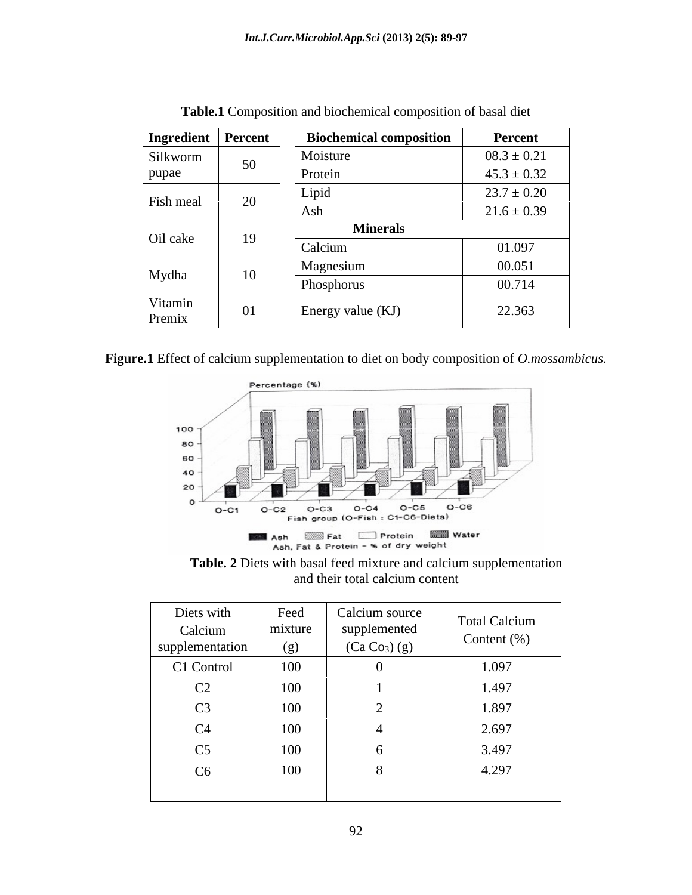**Table.1** Composition and biochemical composition of basal diet

| Ingredient | Percent | Biochemical composition | Percent |
|---|---|---|---|
| Silkworm pupae | 50 | Moisture | 08.3 ± 0.21 |
| | | Protein | 45.3 ± 0.32 |
| Fish meal | 20 | Lipid | 23.7 ± 0.20 |
| | | Ash | 21.6 ± 0.39 |
| Oil cake | 19 | **Minerals** | |
| | | Calcium | 01.097 |
| Mydha | 10 | Magnesium | 00.051 |
| | | Phosphorus | 00.714 |
| Vitamin Premix | 01 | Energy value (KJ) | 22.363 |

**Figure.1** Effect of calcium supplementation to diet on body composition of *O.mossambicus.*

**Table. 2** Diets with basal feed mixture and calcium supplementation and their total calcium content

| Diets with Calcium supplementation | Feed mixture (g) | Calcium source supplemented ($CaCO_3$) (g) | Total Calcium Content (%) |
|---|---|---|---|
| C1 Control | 100 | 0 | 1.097 |
| C2 | 100 | 1 | 1.497 |
| C3 | 100 | 2 | 1.897 |
| C4 | 100 | 4 | 2.697 |
| C5 | 100 | 6 | 3.497 |
| C6 | 100 | 8 | 4.297 |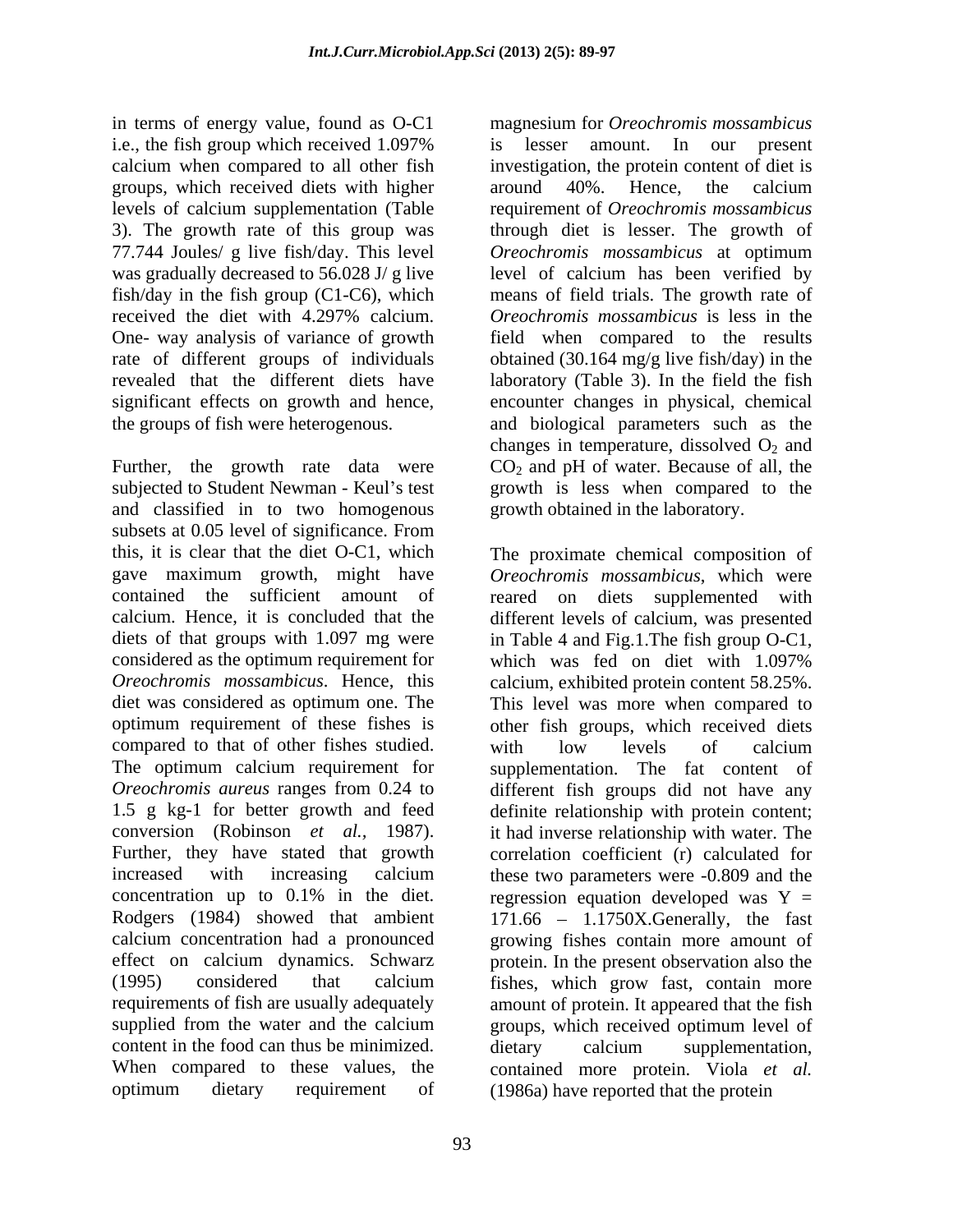in terms of energy value, found as O-C1 i.e., the fish group which received 1.097% calcium when compared to all other fish groups, which received diets with higher levels of calcium supplementation (Table 3). The growth rate of this group was 77.744 Joules/ g live fish/day. This level was gradually decreased to 56.028 J/ g live fish/day in the fish group (C1-C6), which received the diet with 4.297% calcium. One- way analysis of variance of growth rate of different groups of individuals revealed that the different diets have significant effects on growth and hence, the groups of fish were heterogenous.

Further, the growth rate data were subjected to Student Newman - Keul's test and classified in to two homogenous subsets at 0.05 level of significance. From this, it is clear that the diet O-C1, which gave maximum growth, might have contained the sufficient amount of calcium. Hence, it is concluded that the diets of that groups with 1.097 mg were considered as the optimum requirement for *Oreochromis mossambicus*. Hence, this diet was considered as optimum one. The optimum requirement of these fishes is compared to that of other fishes studied. The optimum calcium requirement for *Oreochromis aureus* ranges from 0.24 to 1.5 g kg-1 for better growth and feed conversion (Robinson *et al.,* 1987). Further, they have stated that growth increased with increasing calcium concentration up to 0.1% in the diet. Rodgers (1984) showed that ambient calcium concentration had a pronounced effect on calcium dynamics. Schwarz (1995) considered that calcium requirements of fish are usually adequately supplied from the water and the calcium content in the food can thus be minimized. When compared to these values, the optimum dietary requirement of magnesium for *Oreochromis mossambicus* is lesser amount. In our present investigation, the protein content of diet is around 40%. Hence, the calcium requirement of *Oreochromis mossambicus* through diet is lesser. The growth of *Oreochromis mossambicus* at optimum level of calcium has been verified by means of field trials. The growth rate of *Oreochromis mossambicus* is less in the field when compared to the results obtained (30.164 mg/g live fish/day) in the laboratory (Table 3). In the field the fish encounter changes in physical, chemical and biological parameters such as the changes in temperature, dissolved $O_2$ and $CO_2$ and pH of water. Because of all, the growth is less when compared to the growth obtained in the laboratory.

The proximate chemical composition of *Oreochromis mossambicus*, which were reared on diets supplemented with different levels of calcium, was presented in Table 4 and Fig.1.The fish group O-C1, which was fed on diet with 1.097% calcium, exhibited protein content 58.25%. This level was more when compared to other fish groups, which received diets with low levels of calcium supplementation. The fat content of different fish groups did not have any definite relationship with protein content; it had inverse relationship with water. The correlation coefficient (r) calculated for these two parameters were -0.809 and the regression equation developed was $Y = 171.66 - 1.1750X$.Generally, the fast growing fishes contain more amount of protein. In the present observation also the fishes, which grow fast, contain more amount of protein. It appeared that the fish groups, which received optimum level of dietary calcium supplementation, contained more protein. Viola *et al.* (1986a) have reported that the protein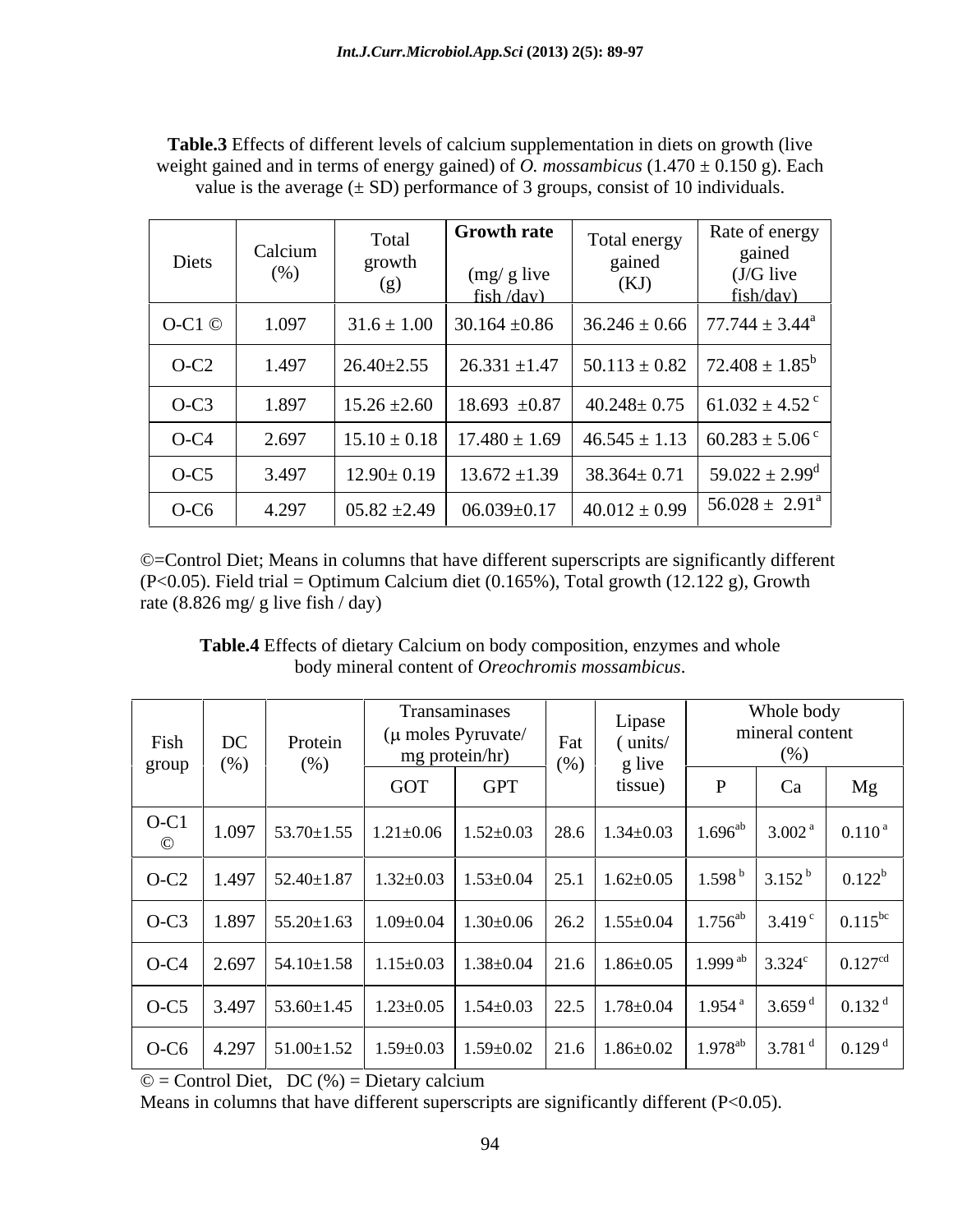**Table.3** Effects of different levels of calcium supplementation in diets on growth (live weight gained and in terms of energy gained) of *O. mossambicus* (1.470 ± 0.150 g). Each value is the average (± SD) performance of 3 groups, consist of 10 individuals.

| Diets | Calcium (%) | Total growth (g) | **Growth rate** (mg/ g live fish /day) | Total energy gained (KJ) | Rate of energy gained (J/G live fish/day) |
|---|---|---|---|---|---|
| O-C1 © | 1.097 | 31.6 ± 1.00 | 30.164 ±0.86 | 36.246 ± 0.66 | 77.744 ± 3.44[a] |
| O-C2 | 1.497 | 26.40±2.55 | 26.331 ±1.47 | 50.113 ± 0.82 | 72.408 ± 1.85[b] |
| O-C3 | 1.897 | 15.26 ±2.60 | 18.693 ±0.87 | 40.248± 0.75 | 61.032 ± 4.52[c] |
| O-C4 | 2.697 | 15.10 ± 0.18 | 17.480 ± 1.69 | 46.545 ± 1.13 | 60.283 ± 5.06[c] |
| O-C5 | 3.497 | 12.90± 0.19 | 13.672 ±1.39 | 38.364± 0.71 | 59.022 ± 2.99[d] |
| O-C6 | 4.297 | 05.82 ±2.49 | 06.039±0.17 | 40.012 ± 0.99 | 56.028 ± 2.91[a] |

©=Control Diet; Means in columns that have different superscripts are significantly different (P<0.05). Field trial = Optimum Calcium diet (0.165%), Total growth (12.122 g), Growth rate (8.826 mg/ g live fish / day)

**Table.4** Effects of dietary Calcium on body composition, enzymes and whole body mineral content of *Oreochromis mossambicus*.

| Fish group | DC (%) | Protein (%) | Transaminases (μ moles Pyruvate/ mg protein/hr) | | Fat (%) | Lipase ( units/ g live tissue) | Whole body mineral content (%) | | |
|---|---|---|---|---|---|---|---|---|---|
| | | | GOT | GPT | | | P | Ca | Mg |
| O-C1 © | 1.097 | 53.70±1.55 | 1.21±0.06 | 1.52±0.03 | 28.6 | 1.34±0.03 | 1.696[ab] | 3.002[a] | 0.110[a] |
| O-C2 | 1.497 | 52.40±1.87 | 1.32±0.03 | 1.53±0.04 | 25.1 | 1.62±0.05 | 1.598[b] | 3.152[b] | 0.122[b] |
| O-C3 | 1.897 | 55.20±1.63 | 1.09±0.04 | 1.30±0.06 | 26.2 | 1.55±0.04 | 1.756[ab] | 3.419[c] | 0.115[bc] |
| O-C4 | 2.697 | 54.10±1.58 | 1.15±0.03 | 1.38±0.04 | 21.6 | 1.86±0.05 | 1.999[ab] | 3.324[c] | 0.127[cd] |
| O-C5 | 3.497 | 53.60±1.45 | 1.23±0.05 | 1.54±0.03 | 22.5 | 1.78±0.04 | 1.954[a] | 3.659[d] | 0.132[d] |
| O-C6 | 4.297 | 51.00±1.52 | 1.59±0.03 | 1.59±0.02 | 21.6 | 1.86±0.02 | 1.978[ab] | 3.781[d] | 0.129[d] |

© = Control Diet, DC (%) = Dietary calcium

Means in columns that have different superscripts are significantly different (P<0.05).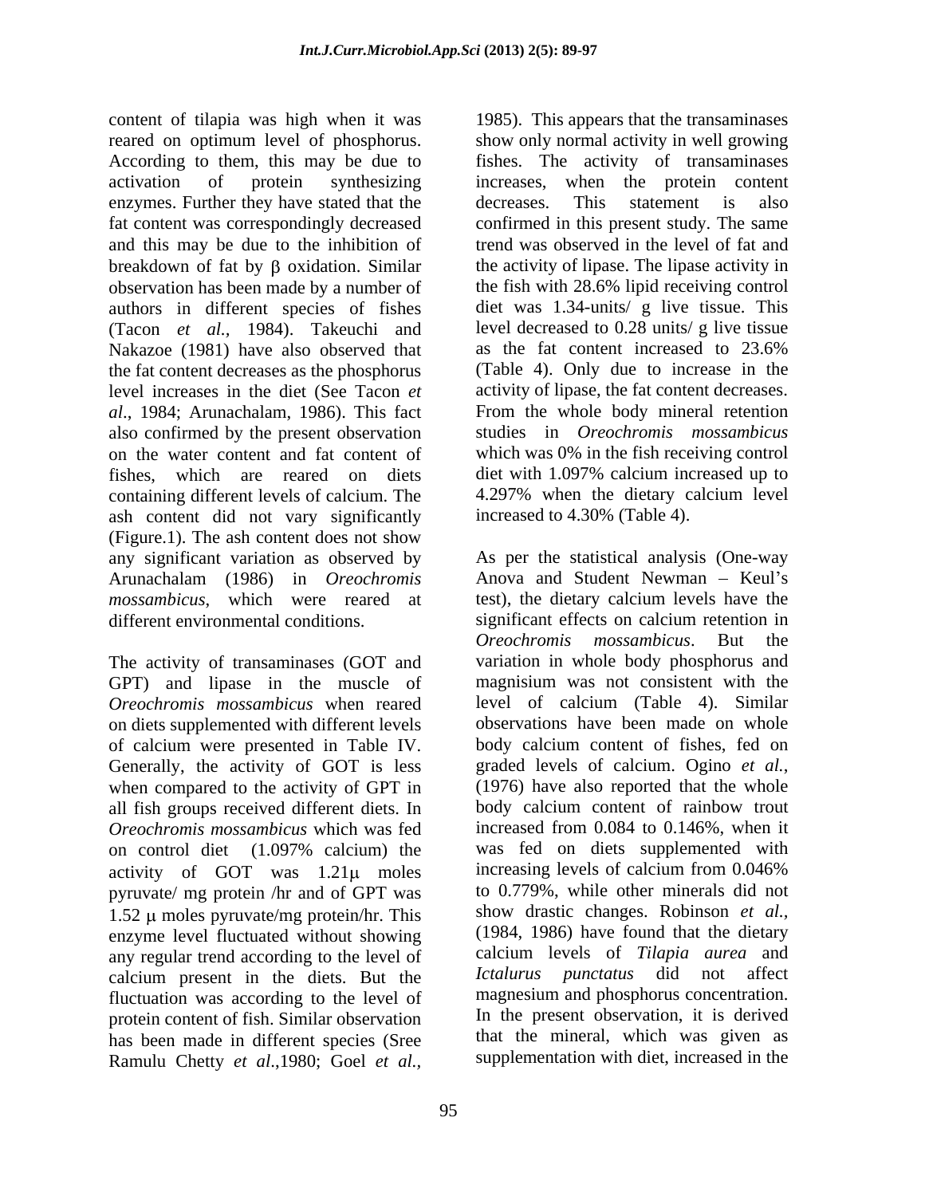content of tilapia was high when it was reared on optimum level of phosphorus. According to them, this may be due to activation of protein synthesizing enzymes. Further they have stated that the fat content was correspondingly decreased and this may be due to the inhibition of breakdown of fat by β oxidation. Similar observation has been made by a number of authors in different species of fishes (Tacon *et al.,* 1984). Takeuchi and Nakazoe (1981) have also observed that the fat content decreases as the phosphorus level increases in the diet (See Tacon *et al*., 1984; Arunachalam, 1986). This fact also confirmed by the present observation on the water content and fat content of fishes, which are reared on diets containing different levels of calcium. The ash content did not vary significantly (Figure.1). The ash content does not show any significant variation as observed by Arunachalam (1986) in *Oreochromis mossambicus*, which were reared at different environmental conditions.

The activity of transaminases (GOT and GPT) and lipase in the muscle of *Oreochromis mossambicus* when reared on diets supplemented with different levels of calcium were presented in Table IV. Generally, the activity of GOT is less when compared to the activity of GPT in all fish groups received different diets. In *Oreochromis mossambicus* which was fed on control diet (1.097% calcium) the activity of GOT was 1.21μ moles pyruvate/ mg protein /hr and of GPT was 1.52 μ moles pyruvate/mg protein/hr. This enzyme level fluctuated without showing any regular trend according to the level of calcium present in the diets. But the fluctuation was according to the level of protein content of fish. Similar observation has been made in different species (Sree Ramulu Chetty *et al*.,1980; Goel *et al.,* 1985). This appears that the transaminases show only normal activity in well growing fishes. The activity of transaminases increases, when the protein content decreases. This statement is also confirmed in this present study. The same trend was observed in the level of fat and the activity of lipase. The lipase activity in the fish with 28.6% lipid receiving control diet was 1.34-units/ g live tissue. This level decreased to 0.28 units/ g live tissue as the fat content increased to 23.6% (Table 4). Only due to increase in the activity of lipase, the fat content decreases. From the whole body mineral retention studies in *Oreochromis mossambicus* which was 0% in the fish receiving control diet with 1.097% calcium increased up to 4.297% when the dietary calcium level increased to 4.30% (Table 4).

As per the statistical analysis (One-way Anova and Student Newman – Keul's test), the dietary calcium levels have the significant effects on calcium retention in *Oreochromis mossambicus*. But the variation in whole body phosphorus and magnisium was not consistent with the level of calcium (Table 4). Similar observations have been made on whole body calcium content of fishes, fed on graded levels of calcium. Ogino *et al.,* (1976) have also reported that the whole body calcium content of rainbow trout increased from 0.084 to 0.146%, when it was fed on diets supplemented with increasing levels of calcium from 0.046% to 0.779%, while other minerals did not show drastic changes. Robinson *et al.,* (1984, 1986) have found that the dietary calcium levels of *Tilapia aurea* and *Ictalurus punctatus* did not affect magnesium and phosphorus concentration. In the present observation, it is derived that the mineral, which was given as supplementation with diet, increased in the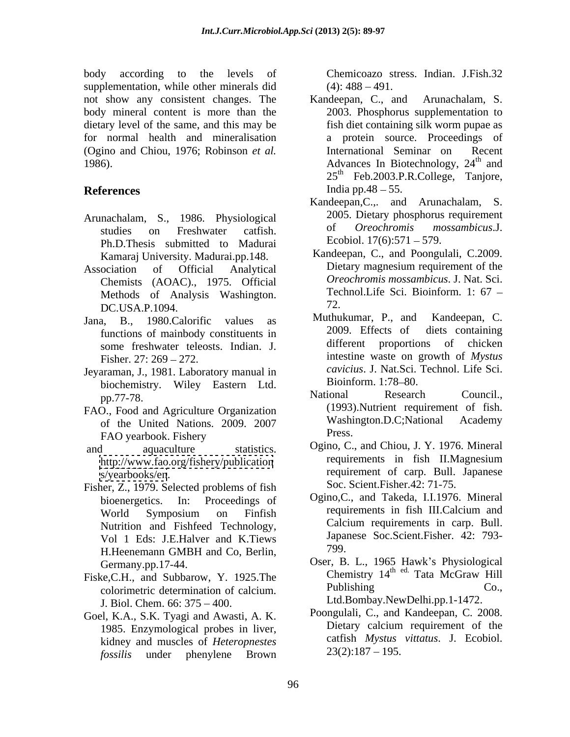body according to the levels of supplementation, while other minerals did not show any consistent changes. The body mineral content is more than the dietary level of the same, and this may be for normal health and mineralisation (Ogino and Chiou, 1976; Robinson *et al.* 1986).

## References

Arunachalam, S., 1986. Physiological studies on Freshwater catfish. Ph.D.Thesis submitted to Madurai Kamaraj University. Madurai.pp.148.

Association of Official Analytical Chemists (AOAC)., 1975. Official Methods of Analysis Washington. DC.USA.P.1094.

Jana, B., 1980.Calorific values as functions of mainbody constituents in some freshwater teleosts. Indian. J. Fisher. 27: 269 – 272.

Jeyaraman, J., 1981. Laboratory manual in biochemistry. Wiley Eastern Ltd. pp.77-78.

FAO., Food and Agriculture Organization of the United Nations. 2009. 2007 FAO yearbook. Fishery and aquaculture statistics. http://www.fao.org/fishery/publications/yearbooks/en.

Fisher, Z., 1979. Selected problems of fish bioenergetics. In: Proceedings of World Symposium on Finfish Nutrition and Fishfeed Technology, Vol 1 Eds: J.E.Halver and K.Tiews H.Heenemann GMBH and Co, Berlin, Germany.pp.17-44.

Fiske,C.H., and Subbarow, Y. 1925.The colorimetric determination of calcium. J. Biol. Chem. 66: 375 – 400.

Goel, K.A., S.K. Tyagi and Awasti, A. K. 1985. Enzymological probes in liver, kidney and muscles of *Heteropnestes fossilis* under phenylene Brown Chemicoazo stress. Indian. J.Fish.32 (4): 488 – 491.

Kandeepan, C., and Arunachalam, S. 2003. Phosphorus supplementation to fish diet containing silk worm pupae as a protein source. Proceedings of International Seminar on Recent Advances In Biotechnology, 24th and 25th Feb.2003.P.R.College, Tanjore, India pp.48 – 55.

Kandeepan,C.,. and Arunachalam, S. 2005. Dietary phosphorus requirement of *Oreochromis mossambicus*.J. Ecobiol. 17(6):571 – 579.

Kandeepan, C., and Poongulali, C.2009. Dietary magnesium requirement of the *Oreochromis mossambicus*. J. Nat. Sci. Technol.Life Sci. Bioinform. 1: 67 – 72.

Muthukumar, P., and Kandeepan, C. 2009. Effects of diets containing different proportions of chicken intestine waste on growth of *Mystus cavicius*. J. Nat.Sci. Technol. Life Sci. Bioinform. 1:78–80.

National Research Council., (1993).Nutrient requirement of fish. Washington.D.C;National Academy Press.

Ogino, C., and Chiou, J. Y. 1976. Mineral requirements in fish II.Magnesium requirement of carp. Bull. Japanese Soc. Scient.Fisher.42: 71-75.

Ogino,C., and Takeda, I.I.1976. Mineral requirements in fish III.Calcium and Calcium requirements in carp. Bull. Japanese Soc.Scient.Fisher. 42: 793-799.

Oser, B. L., 1965 Hawk's Physiological Chemistry 14th ed. Tata McGraw Hill Publishing Co., Ltd.Bombay.NewDelhi.pp.1-1472.

Poongulali, C., and Kandeepan, C. 2008. Dietary calcium requirement of the catfish *Mystus vittatus*. J. Ecobiol. 23(2):187 – 195.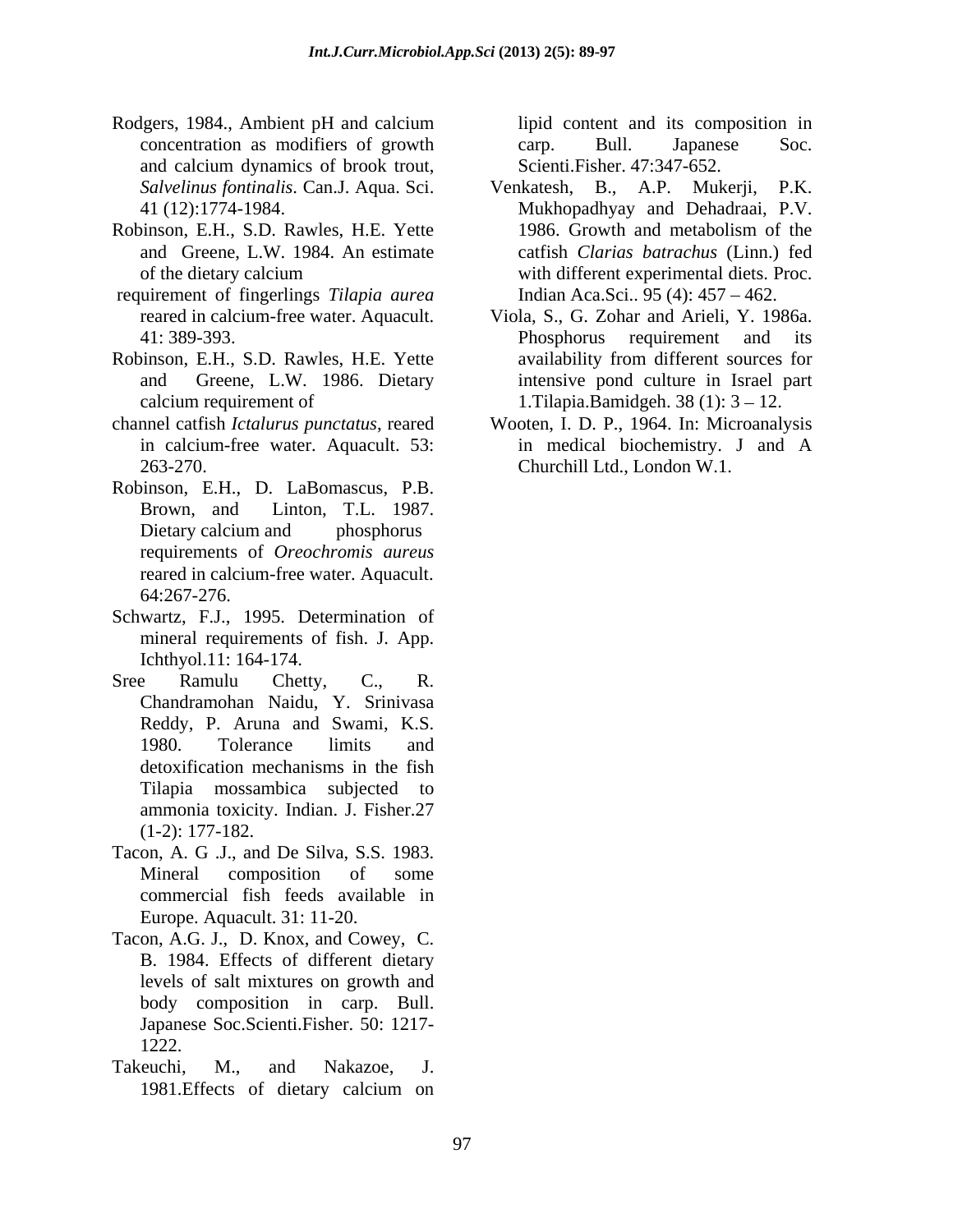Rodgers, 1984., Ambient pH and calcium concentration as modifiers of growth and calcium dynamics of brook trout, *Salvelinus fontinalis*. Can.J. Aqua. Sci. 41 (12):1774-1984.

Robinson, E.H., S.D. Rawles, H.E. Yette and Greene, L.W. 1984. An estimate of the dietary calcium requirement of fingerlings *Tilapia aurea* reared in calcium-free water. Aquacult. 41: 389-393.

Robinson, E.H., S.D. Rawles, H.E. Yette and Greene, L.W. 1986. Dietary calcium requirement of channel catfish *Ictalurus punctatus*, reared in calcium-free water. Aquacult. 53: 263-270.

Robinson, E.H., D. LaBomascus, P.B. Brown, and Linton, T.L. 1987. Dietary calcium and phosphorus requirements of *Oreochromis aureus* reared in calcium-free water. Aquacult. 64:267-276.

Schwartz, F.J., 1995. Determination of mineral requirements of fish. J. App. Ichthyol.11: 164-174.

Sree Ramulu Chetty, C., R. Chandramohan Naidu, Y. Srinivasa Reddy, P. Aruna and Swami, K.S. 1980. Tolerance limits and detoxification mechanisms in the fish Tilapia mossambica subjected to ammonia toxicity. Indian. J. Fisher.27 (1-2): 177-182.

Tacon, A. G .J., and De Silva, S.S. 1983. Mineral composition of some commercial fish feeds available in Europe. Aquacult. 31: 11-20.

Tacon, A.G. J., D. Knox, and Cowey, C. B. 1984. Effects of different dietary levels of salt mixtures on growth and body composition in carp. Bull. Japanese Soc.Scienti.Fisher. 50: 1217-1222.

Takeuchi, M., and Nakazoe, J. 1981.Effects of dietary calcium on lipid content and its composition in carp. Bull. Japanese Soc. Scienti.Fisher. 47:347-652.

Venkatesh, B., A.P. Mukerji, P.K. Mukhopadhyay and Dehadraai, P.V. 1986. Growth and metabolism of the catfish *Clarias batrachus* (Linn.) fed with different experimental diets. Proc. Indian Aca.Sci.. 95 (4): 457 – 462.

Viola, S., G. Zohar and Arieli, Y. 1986a. Phosphorus requirement and its availability from different sources for intensive pond culture in Israel part 1.Tilapia.Bamidgeh. 38 (1): 3 – 12.

Wooten, I. D. P., 1964. In: Microanalysis in medical biochemistry. J and A Churchill Ltd., London W.1.